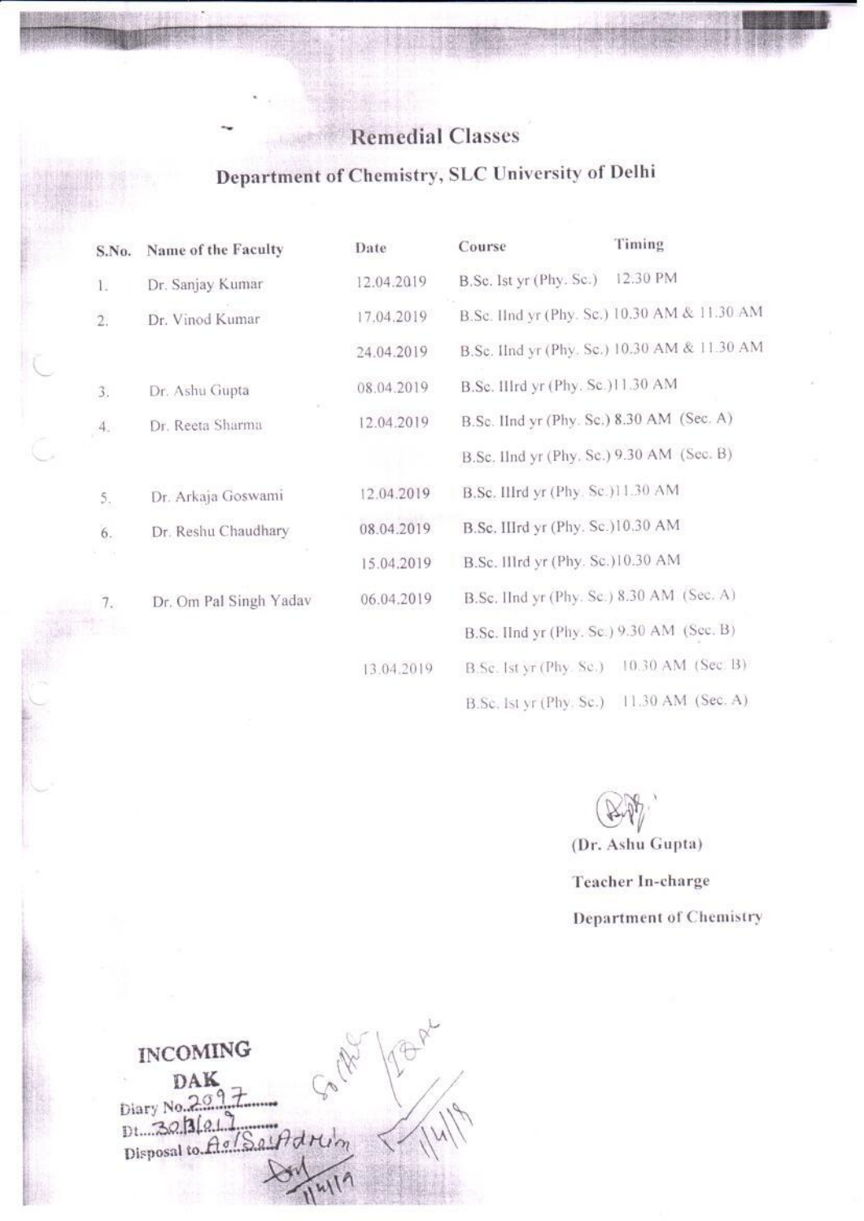# Remedial Classes

## Department of Chemistry, SLC University of Delhi

| S.No. | Name of the Faculty | Date | Course | Timing |
|---|---|---|---|---|
| 1. | Dr. Sanjay Kumar | 12.04.2019 | B.Sc. Ist yr (Phy. Sc.) | 12.30 PM |
| 2. | Dr. Vinod Kumar | 17.04.2019 | B.Sc. IInd yr (Phy. Sc.) | 10.30 AM & 11.30 AM |
| | | 24.04.2019 | B.Sc. IInd yr (Phy. Sc.) | 10.30 AM & 11.30 AM |
| 3. | Dr. Ashu Gupta | 08.04.2019 | B.Sc. IIIrd yr (Phy. Sc.) | 11.30 AM |
| 4. | Dr. Reeta Sharma | 12.04.2019 | B.Sc. IInd yr (Phy. Sc.) | 8.30 AM (Sec. A) |
| | | | B.Sc. IInd yr (Phy. Sc.) | 9.30 AM (Sec. B) |
| 5. | Dr. Arkaja Goswami | 12.04.2019 | B.Sc. IIIrd yr (Phy. Sc.) | 11.30 AM |
| 6. | Dr. Reshu Chaudhary | 08.04.2019 | B.Sc. IIIrd yr (Phy. Sc.) | 10.30 AM |
| | | 15.04.2019 | B.Sc. IIIrd yr (Phy. Sc.) | 10.30 AM |
| 7. | Dr. Om Pal Singh Yadav | 06.04.2019 | B.Sc. IInd yr (Phy. Sc.) | 8.30 AM (Sec. A) |
| | | | B.Sc. IInd yr (Phy. Sc.) | 9.30 AM (Sec. B) |
| | | 13.04.2019 | B.Sc. Ist yr (Phy. Sc.) | 10.30 AM (Sec. B) |
| | | | B.Sc. Ist yr (Phy. Sc.) | 11.30 AM (Sec. A) |

(Dr. Ashu Gupta)

Teacher In-charge

Department of Chemistry

**INCOMING DAK**

Diary No. 2097

Dt. 30/3/2019

Disposal to AO/Sec/Admin

1/4/19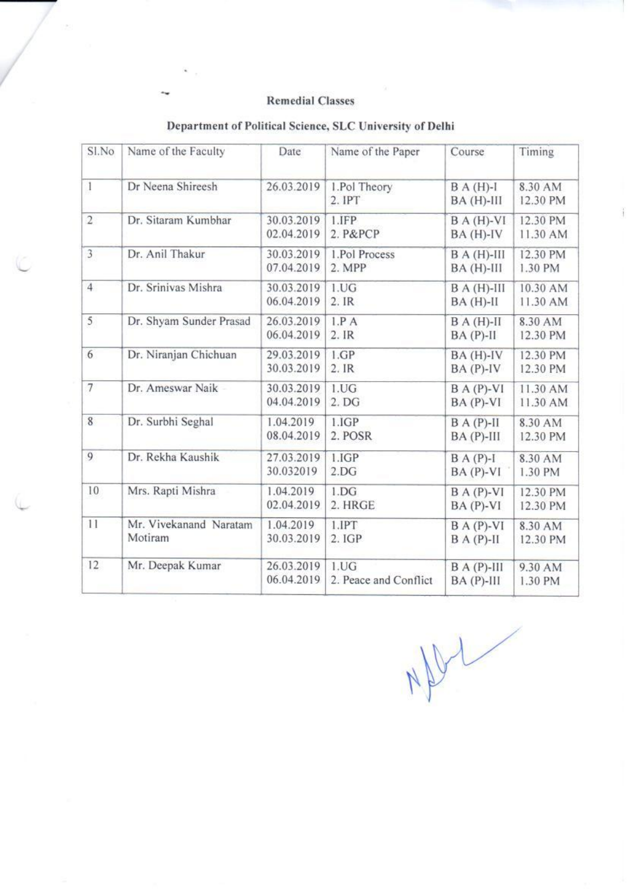## Remedial Classes

### Department of Political Science, SLC University of Delhi

| Sl.No | Name of the Faculty | Date | Name of the Paper | Course | Timing |
|---|---|---|---|---|---|
| 1 | Dr Neena Shireesh | 26.03.2019 | 1.Pol Theory<br>2. IPT | B A (H)-I<br>BA (H)-III | 8.30 AM<br>12.30 PM |
| 2 | Dr. Sitaram Kumbhar | 30.03.2019<br>02.04.2019 | 1.IFP<br>2. P&PCP | B A (H)-VI<br>BA (H)-IV | 12.30 PM<br>11.30 AM |
| 3 | Dr. Anil Thakur | 30.03.2019<br>07.04.2019 | 1.Pol Process<br>2. MPP | B A (H)-III<br>BA (H)-III | 12.30 PM<br>1.30 PM |
| 4 | Dr. Srinivas Mishra | 30.03.2019<br>06.04.2019 | 1.UG<br>2. IR | B A (H)-III<br>BA (H)-II | 10.30 AM<br>11.30 AM |
| 5 | Dr. Shyam Sunder Prasad | 26.03.2019<br>06.04.2019 | 1.P A<br>2. IR | B A (H)-II<br>BA (P)-II | 8.30 AM<br>12.30 PM |
| 6 | Dr. Niranjan Chichuan | 29.03.2019<br>30.03.2019 | 1.GP<br>2. IR | BA (H)-IV<br>BA (P)-IV | 12.30 PM<br>12.30 PM |
| 7 | Dr. Ameswar Naik | 30.03.2019<br>04.04.2019 | 1.UG<br>2. DG | B A (P)-VI<br>BA (P)-VI | 11.30 AM<br>11.30 AM |
| 8 | Dr. Surbhi Seghal | 1.04.2019<br>08.04.2019 | 1.IGP<br>2. POSR | B A (P)-II<br>BA (P)-III | 8.30 AM<br>12.30 PM |
| 9 | Dr. Rekha Kaushik | 27.03.2019<br>30.032019 | 1.IGP<br>2.DG | B A (P)-I<br>BA (P)-VI | 8.30 AM<br>1.30 PM |
| 10 | Mrs. Rapti Mishra | 1.04.2019<br>02.04.2019 | 1.DG<br>2. HRGE | B A (P)-VI<br>BA (P)-VI | 12.30 PM<br>12.30 PM |
| 11 | Mr. Vivekanand Naratam Motiram | 1.04.2019<br>30.03.2019 | 1.IPT<br>2. IGP | B A (P)-VI<br>B A (P)-II | 8.30 AM<br>12.30 PM |
| 12 | Mr. Deepak Kumar | 26.03.2019<br>06.04.2019 | 1.UG<br>2. Peace and Conflict | B A (P)-III<br>BA (P)-III | 9.30 AM<br>1.30 PM |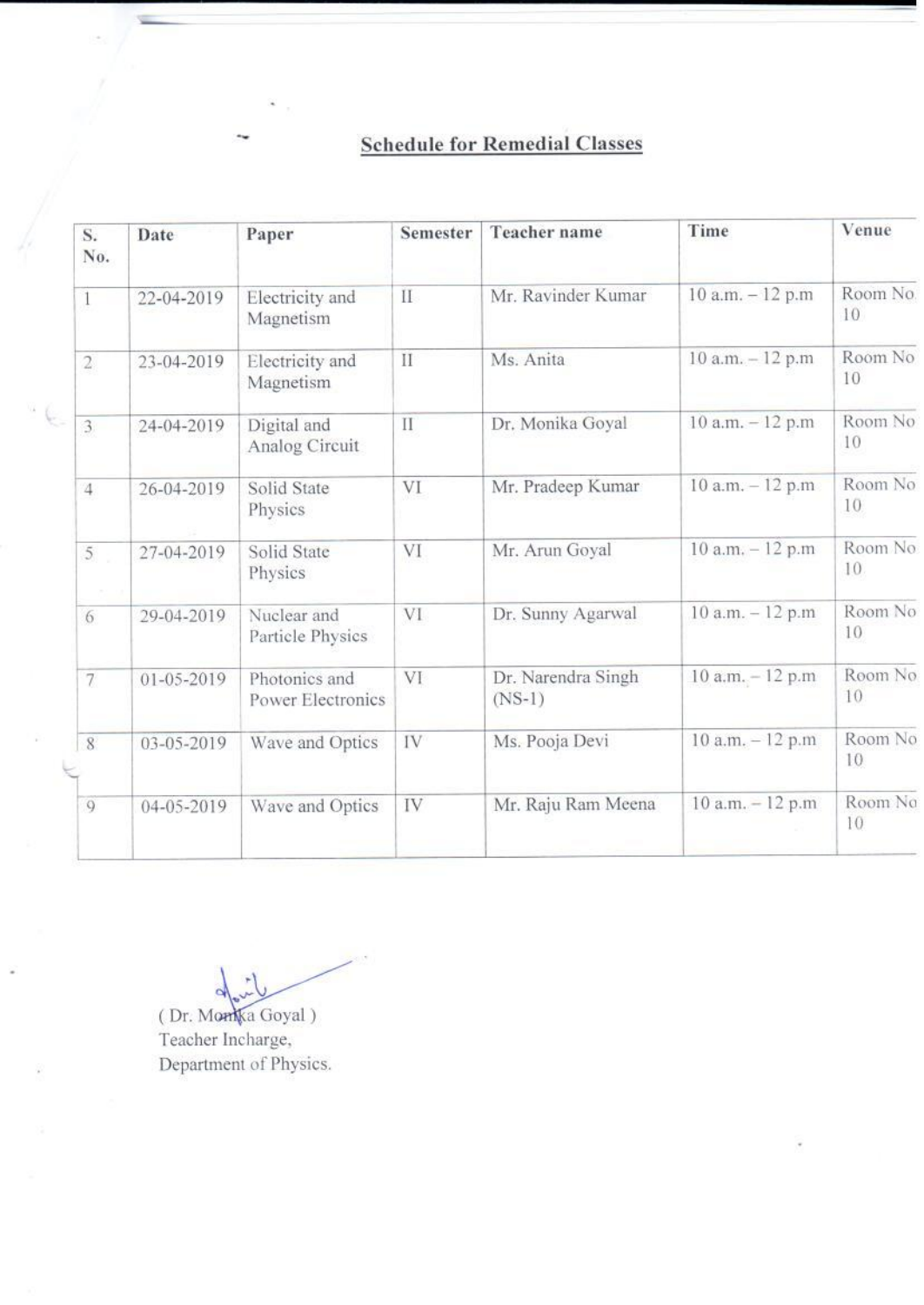## Schedule for Remedial Classes

| S. No. | Date | Paper | Semester | Teacher name | Time | Venue |
|---|---|---|---|---|---|---|
| 1 | 22-04-2019 | Electricity and Magnetism | II | Mr. Ravinder Kumar | 10 a.m. – 12 p.m | Room No. 10 |
| 2 | 23-04-2019 | Electricity and Magnetism | II | Ms. Anita | 10 a.m. – 12 p.m | Room No 10 |
| 3 | 24-04-2019 | Digital and Analog Circuit | II | Dr. Monika Goyal | 10 a.m. – 12 p.m | Room No 10 |
| 4 | 26-04-2019 | Solid State Physics | VI | Mr. Pradeep Kumar | 10 a.m. – 12 p.m | Room No 10 |
| 5 | 27-04-2019 | Solid State Physics | VI | Mr. Arun Goyal | 10 a.m. – 12 p.m | Room No 10 |
| 6 | 29-04-2019 | Nuclear and Particle Physics | VI | Dr. Sunny Agarwal | 10 a.m. – 12 p.m | Room No 10 |
| 7 | 01-05-2019 | Photonics and Power Electronics | VI | Dr. Narendra Singh (NS-1) | 10 a.m. – 12 p.m | Room No 10 |
| 8 | 03-05-2019 | Wave and Optics | IV | Ms. Pooja Devi | 10 a.m. – 12 p.m | Room No 10 |
| 9 | 04-05-2019 | Wave and Optics | IV | Mr. Raju Ram Meena | 10 a.m. – 12 p.m | Room No 10 |

( Dr. Monika Goyal )
Teacher Incharge,
Department of Physics.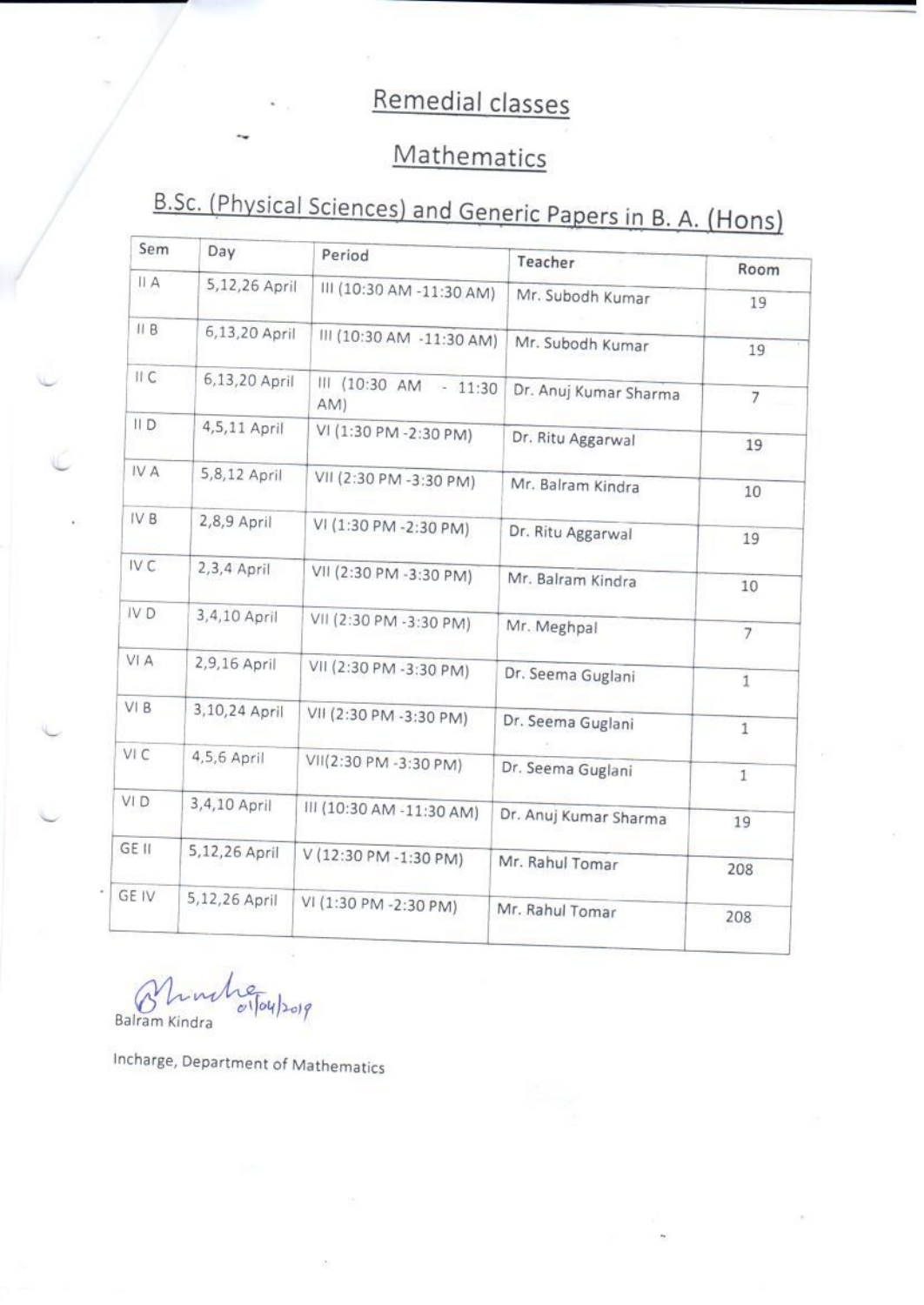# Remedial classes

## Mathematics

### B.Sc. (Physical Sciences) and Generic Papers in B. A. (Hons)

| Sem | Day | Period | Teacher | Room |
|---|---|---|---|---|
| II A | 5,12,26 April | III (10:30 AM -11:30 AM) | Mr. Subodh Kumar | 19 |
| II B | 6,13,20 April | III (10:30 AM -11:30 AM) | Mr. Subodh Kumar | 19 |
| II C | 6,13,20 April | III (10:30 AM - 11:30 AM) | Dr. Anuj Kumar Sharma | 7 |
| II D | 4,5,11 April | VI (1:30 PM -2:30 PM) | Dr. Ritu Aggarwal | 19 |
| IV A | 5,8,12 April | VII (2:30 PM -3:30 PM) | Mr. Balram Kindra | 10 |
| IV B | 2,8,9 April | VI (1:30 PM -2:30 PM) | Dr. Ritu Aggarwal | 19 |
| IV C | 2,3,4 April | VII (2:30 PM -3:30 PM) | Mr. Balram Kindra | 10 |
| IV D | 3,4,10 April | VII (2:30 PM -3:30 PM) | Mr. Meghpal | 7 |
| VI A | 2,9,16 April | VII (2:30 PM -3:30 PM) | Dr. Seema Guglani | 1 |
| VI B | 3,10,24 April | VII (2:30 PM -3:30 PM) | Dr. Seema Guglani | 1 |
| VI C | 4,5,6 April | VII(2:30 PM -3:30 PM) | Dr. Seema Guglani | 1 |
| VI D | 3,4,10 April | III (10:30 AM -11:30 AM) | Dr. Anuj Kumar Sharma | 19 |
| GE II | 5,12,26 April | V (12:30 PM -1:30 PM) | Mr. Rahul Tomar | 208 |
| GE IV | 5,12,26 April | VI (1:30 PM -2:30 PM) | Mr. Rahul Tomar | 208 |

01/04/2019

Balram Kindra

Incharge, Department of Mathematics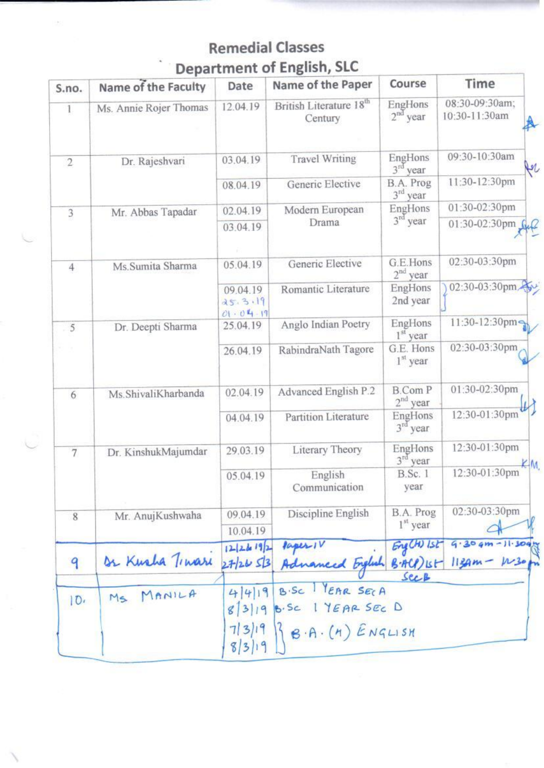# Remedial Classes

## Department of English, SLC

| S.no. | Name of the Faculty | Date | Name of the Paper | Course | Time |
|---|---|---|---|---|---|
| 1 | Ms. Annie Rojer Thomas | 12.04.19 | British Literature 18th Century | EngHons 2nd year | 08:30-09:30am; 10:30-11:30am |
| 2 | Dr. Rajeshvari | 03.04.19 | Travel Writing | EngHons 3rd year | 09:30-10:30am |
| | | 08.04.19 | Generic Elective | B.A. Prog 3rd year | 11:30-12:30pm |
| 3 | Mr. Abbas Tapadar | 02.04.19 | Modern European Drama | EngHons 3rd year | 01:30-02:30pm |
| | | 03.04.19 | | | 01:30-02:30pm |
| 4 | Ms.Sumita Sharma | 05.04.19 | Generic Elective | G.E.Hons 2nd year | 02:30-03:30pm |
| | | 09.04.19 25.3.19 01.04.19 | Romantic Literature | EngHons 2nd year | 02:30-03:30pm |
| 5 | Dr. Deepti Sharma | 25.04.19 | Anglo Indian Poetry | EngHons 1st year | 11:30-12:30pm |
| | | 26.04.19 | RabindraNath Tagore | G.E. Hons 1st year | 02:30-03:30pm |
| 6 | Ms.ShivaliKharbanda | 02.04.19 | Advanced English P.2 | B.Com P 2nd year | 01:30-02:30pm |
| | | 04.04.19 | Partition Literature | EngHons 3rd year | 12:30-01:30pm |
| 7 | Dr. KinshukMajumdar | 29.03.19 | Literary Theory | EngHons 3rd year | 12:30-01:30pm |
| | | 05.04.19 | English Communication | B.Sc. 1 year | 12:30-01:30pm |
| 8 | Mr. AnujKushwaha | 09.04.19 | Discipline English | B.A. Prog 1st year | 02:30-03:30pm |
| | | 10.04.19 | | | |
| 9 | Dr Kusha Tiwari | 12/26 19/2 | Paper IV | Eng(H) 1st | 9:30am - 11:30am |
| | | 27/26 5/3 | Advanced English | B.A(P) 1st Sec B | 11:30am - 12:30pm |
| 10. | Ms MANILA | 4/4/19 | B.Sc I YEAR SEC A | | |
| | | 8/3/19 | B.Sc I YEAR SEC D | | |
| | | 7/3/19 8/3/19 | B.A. (H) ENGLISH | | |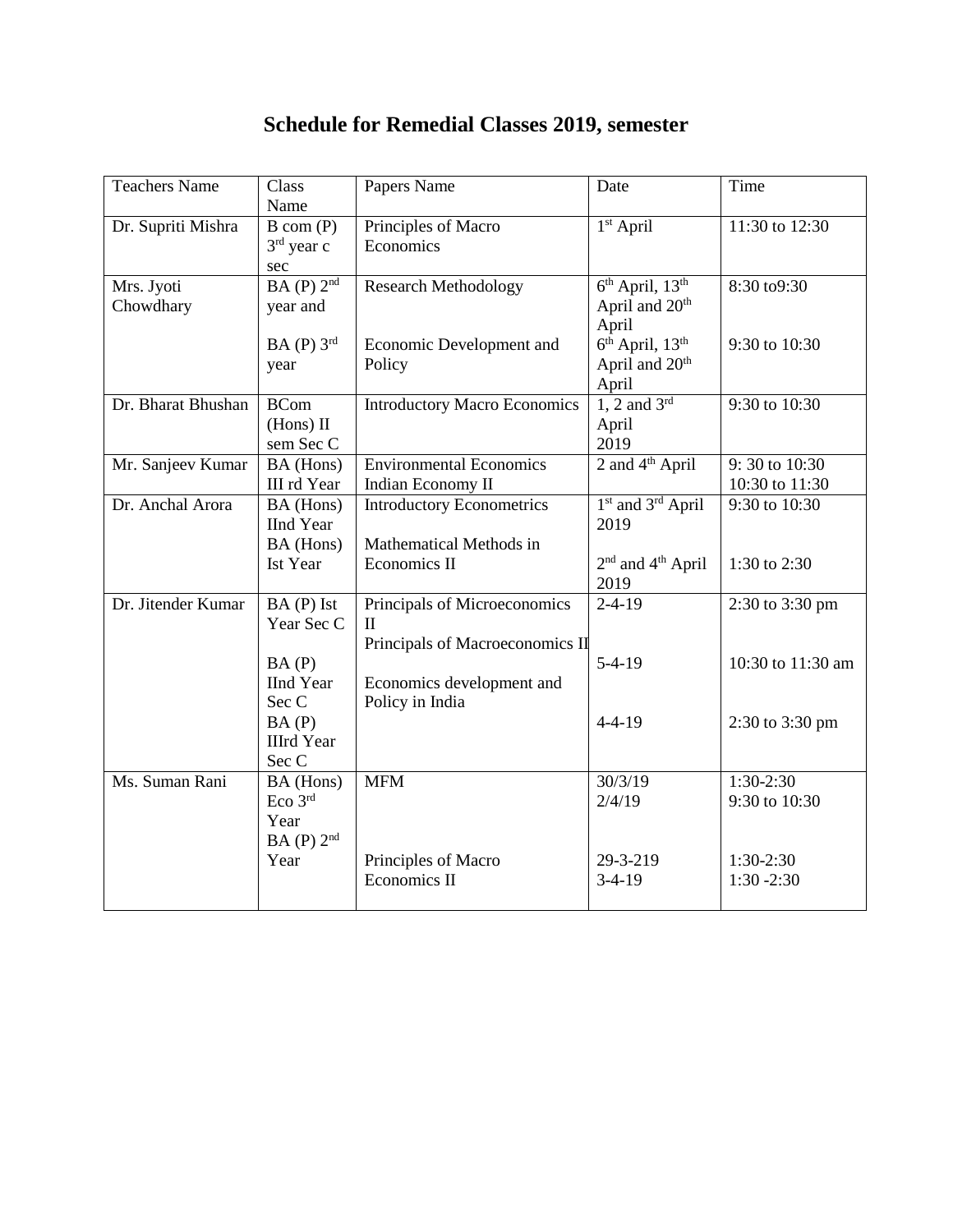# Schedule for Remedial Classes 2019, semester

| Teachers Name | Class Name | Papers Name | Date | Time |
|---|---|---|---|---|
| Dr. Supriti Mishra | B com (P) 3rd year c sec | Principles of Macro Economics | 1st April | 11:30 to 12:30 |
| Mrs. Jyoti Chowdhary | BA (P) 2nd year and<br><br>BA (P) 3rd year | Research Methodology<br><br>Economic Development and Policy | 6th April, 13th April and 20th April<br>6th April, 13th April and 20th April | 8:30 to9:30<br><br>9:30 to 10:30 |
| Dr. Bharat Bhushan | BCom (Hons) II sem Sec C | Introductory Macro Economics | 1, 2 and 3rd April 2019 | 9:30 to 10:30 |
| Mr. Sanjeev Kumar | BA (Hons) III rd Year | Environmental Economics<br>Indian Economy II | 2 and 4th April | 9: 30 to 10:30<br>10:30 to 11:30 |
| Dr. Anchal Arora | BA (Hons) IInd Year<br>BA (Hons) Ist Year | Introductory Econometrics<br><br>Mathematical Methods in Economics II | 1st and 3rd April 2019<br><br>2nd and 4th April 2019 | 9:30 to 10:30<br><br>1:30 to 2:30 |
| Dr. Jitender Kumar | BA (P) Ist Year Sec C<br><br>BA (P) IInd Year Sec C<br>BA (P) IIIrd Year Sec C | Principals of Microeconomics II<br>Principals of Macroeconomics II<br><br>Economics development and Policy in India | 2-4-19<br><br>5-4-19<br><br>4-4-19 | 2:30 to 3:30 pm<br><br>10:30 to 11:30 am<br><br>2:30 to 3:30 pm |
| Ms. Suman Rani | BA (Hons) Eco 3rd Year<br>BA (P) 2nd Year | MFM<br><br>Principles of Macro Economics II | 30/3/19<br>2/4/19<br><br>29-3-219<br>3-4-19 | 1:30-2:30<br>9:30 to 10:30<br><br>1:30-2:30<br>1:30 -2:30 |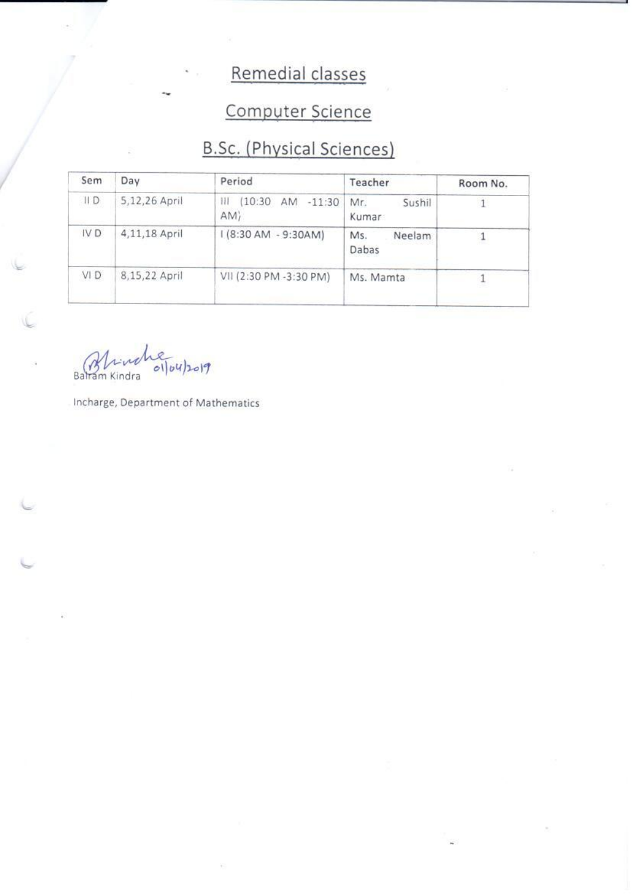# Remedial classes

## Computer Science

## B.Sc. (Physical Sciences)

| Sem | Day | Period | Teacher | Room No. |
|---|---|---|---|---|
| II D | 5,12,26 April | III (10:30 AM -11:30 AM) | Mr. Sushil Kumar | 1 |
| IV D | 4,11,18 April | I (8:30 AM - 9:30AM) | Ms. Neelam Dabas | 1 |
| VI D | 8,15,22 April | VII (2:30 PM -3:30 PM) | Ms. Mamta | 1 |

01/04/2019

Balram Kindra

Incharge, Department of Mathematics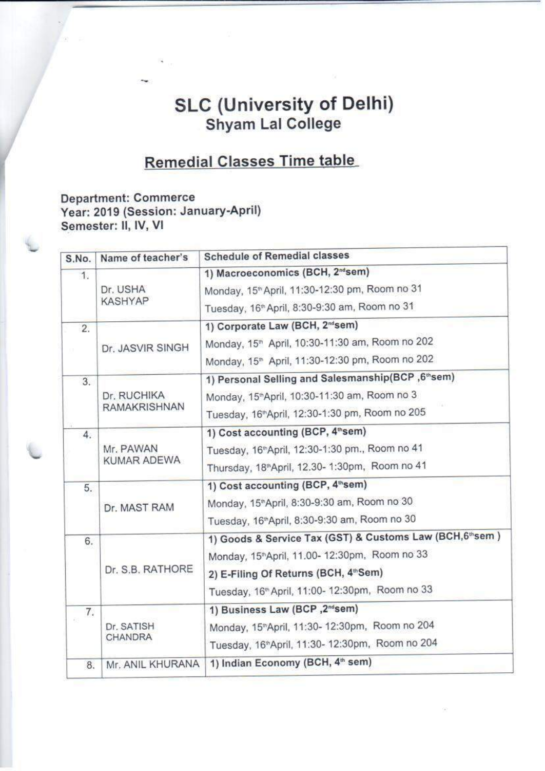# SLC (University of Delhi)
## Shyam Lal College

## Remedial Classes Time table

**Department: Commerce**
**Year: 2019 (Session: January-April)**
**Semester: II, IV, VI**

| S.No. | Name of teacher's | Schedule of Remedial classes |
|---|---|---|
| 1. | Dr. USHA KASHYAP | **1) Macroeconomics (BCH, 2nd sem)**<br>Monday, 15th April, 11:30-12:30 pm, Room no 31<br>Tuesday, 16th April, 8:30-9:30 am, Room no 31 |
| 2. | Dr. JASVIR SINGH | **1) Corporate Law (BCH, 2nd sem)**<br>Monday, 15th April, 10:30-11:30 am, Room no 202<br>Monday, 15th April, 11:30-12:30 pm, Room no 202 |
| 3. | Dr. RUCHIKA RAMAKRISHNAN | **1) Personal Selling and Salesmanship(BCP ,6th sem)**<br>Monday, 15th April, 10:30-11:30 am, Room no 3<br>Tuesday, 16th April, 12:30-1:30 pm, Room no 205 |
| 4. | Mr. PAWAN KUMAR ADEWA | **1) Cost accounting (BCP, 4th sem)**<br>Tuesday, 16th April, 12:30-1:30 pm., Room no 41<br>Thursday, 18th April, 12.30- 1:30pm, Room no 41 |
| 5. | Dr. MAST RAM | **1) Cost accounting (BCP, 4th sem)**<br>Monday, 15th April, 8:30-9:30 am, Room no 30<br>Tuesday, 16th April, 8:30-9:30 am, Room no 30 |
| 6. | Dr. S.B. RATHORE | **1) Goods & Service Tax (GST) & Customs Law (BCH,6th sem )**<br>Monday, 15th April, 11.00- 12:30pm, Room no 33<br>**2) E-Filing Of Returns (BCH, 4th Sem)**<br>Tuesday, 16th April, 11:00- 12:30pm, Room no 33 |
| 7. | Dr. SATISH CHANDRA | **1) Business Law (BCP ,2nd sem)**<br>Monday, 15th April, 11:30- 12:30pm, Room no 204<br>Tuesday, 16th April, 11:30- 12:30pm, Room no 204 |
| 8. | Mr. ANIL KHURANA | **1) Indian Economy (BCH, 4th sem)** |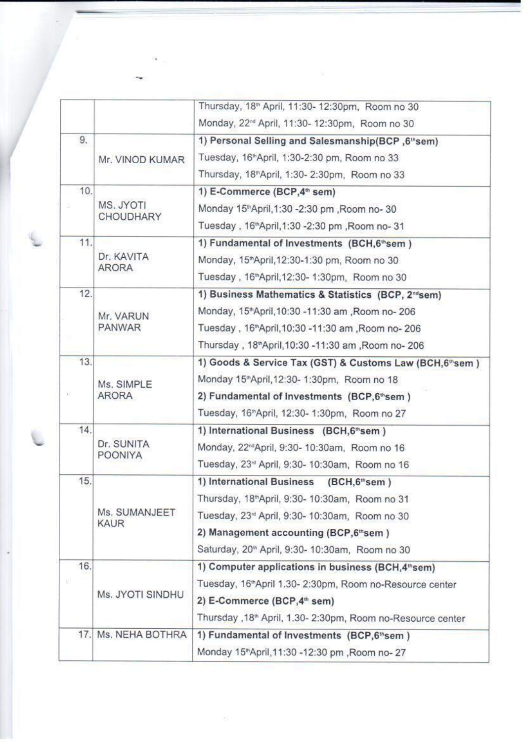| | | |
|---|---|---|
| | | Thursday, 18th April, 11:30- 12:30pm, Room no 30<br>Monday, 22nd April, 11:30- 12:30pm, Room no 30 |
| 9. | Mr. VINOD KUMAR | **1) Personal Selling and Salesmanship(BCP ,6th sem)**<br>Tuesday, 16th April, 1:30-2:30 pm, Room no 33<br>Thursday, 18th April, 1:30- 2:30pm, Room no 33 |
| 10. | MS. JYOTI CHOUDHARY | **1) E-Commerce (BCP,4th sem)**<br>Monday 15th April,1:30 -2:30 pm ,Room no- 30<br>Tuesday , 16th April,1:30 -2:30 pm ,Room no- 31 |
| 11. | Dr. KAVITA ARORA | **1) Fundamental of Investments (BCH,6th sem )**<br>Monday, 15th April,12:30-1:30 pm, Room no 30<br>Tuesday , 16th April,12:30- 1:30pm, Room no 30 |
| 12. | Mr. VARUN PANWAR | **1) Business Mathematics & Statistics (BCP, 2nd sem)**<br>Monday, 15th April,10:30 -11:30 am ,Room no- 206<br>Tuesday , 16th April,10:30 -11:30 am ,Room no- 206<br>Thursday , 18th April,10:30 -11:30 am ,Room no- 206 |
| 13. | Ms. SIMPLE ARORA | **1) Goods & Service Tax (GST) & Customs Law (BCH,6th sem )**<br>Monday 15th April,12:30- 1:30pm, Room no 18<br>**2) Fundamental of Investments (BCP,6th sem )**<br>Tuesday, 16th April, 12:30- 1:30pm, Room no 27 |
| 14. | Dr. SUNITA POONIYA | **1) International Business (BCH,6th sem )**<br>Monday, 22nd April, 9:30- 10:30am, Room no 16<br>Tuesday, 23rd April, 9:30- 10:30am, Room no 16 |
| 15. | Ms. SUMANJEET KAUR | **1) International Business (BCH,6th sem )**<br>Thursday, 18th April, 9:30- 10:30am, Room no 31<br>Tuesday, 23rd April, 9:30- 10:30am, Room no 30<br>**2) Management accounting (BCP,6th sem )**<br>Saturday, 20th April, 9:30- 10:30am, Room no 30 |
| 16. | Ms. JYOTI SINDHU | **1) Computer applications in business (BCH,4th sem)**<br>Tuesday, 16th April 1.30- 2:30pm, Room no-Resource center<br>**2) E-Commerce (BCP,4th sem)**<br>Thursday ,18th April, 1.30- 2:30pm, Room no-Resource center |
| 17. | Ms. NEHA BOTHRA | **1) Fundamental of Investments (BCP,6th sem )**<br>Monday 15th April,11:30 -12:30 pm ,Room no- 27 |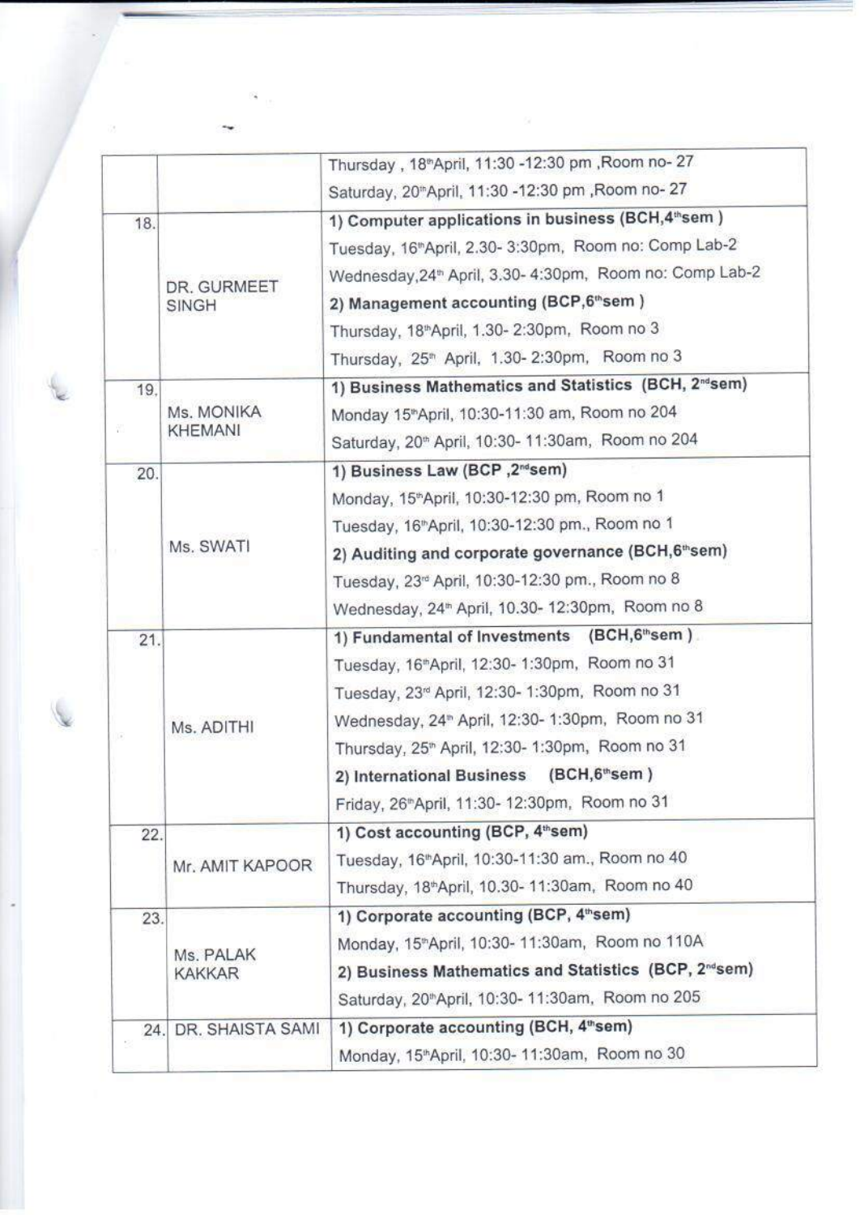| | | |
|---|---|---|
| | | Thursday , 18thApril, 11:30 -12:30 pm ,Room no- 27<br>Saturday, 20thApril, 11:30 -12:30 pm ,Room no- 27 |
| 18. | DR. GURMEET SINGH | **1) Computer applications in business (BCH,4thsem )**<br>Tuesday, 16thApril, 2.30- 3:30pm, Room no: Comp Lab-2<br>Wednesday,24th April, 3.30- 4:30pm, Room no: Comp Lab-2<br>**2) Management accounting (BCP,6thsem )**<br>Thursday, 18thApril, 1.30- 2:30pm, Room no 3<br>Thursday, 25th April, 1.30- 2:30pm, Room no 3 |
| 19. | Ms. MONIKA KHEMANI | **1) Business Mathematics and Statistics (BCH, 2ndsem)**<br>Monday 15thApril, 10:30-11:30 am, Room no 204<br>Saturday, 20th April, 10:30- 11:30am, Room no 204 |
| 20. | Ms. SWATI | **1) Business Law (BCP ,2ndsem)**<br>Monday, 15thApril, 10:30-12:30 pm, Room no 1<br>Tuesday, 16thApril, 10:30-12:30 pm., Room no 1<br>**2) Auditing and corporate governance (BCH,6thsem)**<br>Tuesday, 23rd April, 10:30-12:30 pm., Room no 8<br>Wednesday, 24th April, 10.30- 12:30pm, Room no 8 |
| 21. | Ms. ADITHI | **1) Fundamental of Investments (BCH,6thsem )**<br>Tuesday, 16thApril, 12:30- 1:30pm, Room no 31<br>Tuesday, 23rd April, 12:30- 1:30pm, Room no 31<br>Wednesday, 24th April, 12:30- 1:30pm, Room no 31<br>Thursday, 25th April, 12:30- 1:30pm, Room no 31<br>**2) International Business (BCH,6thsem )**<br>Friday, 26thApril, 11:30- 12:30pm, Room no 31 |
| 22. | Mr. AMIT KAPOOR | **1) Cost accounting (BCP, 4thsem)**<br>Tuesday, 16thApril, 10:30-11:30 am., Room no 40<br>Thursday, 18thApril, 10.30- 11:30am, Room no 40 |
| 23. | Ms. PALAK KAKKAR | **1) Corporate accounting (BCP, 4thsem)**<br>Monday, 15thApril, 10:30- 11:30am, Room no 110A<br>**2) Business Mathematics and Statistics (BCP, 2ndsem)**<br>Saturday, 20thApril, 10:30- 11:30am, Room no 205 |
| 24. | DR. SHAISTA SAMI | **1) Corporate accounting (BCH, 4thsem)**<br>Monday, 15thApril, 10:30- 11:30am, Room no 30 |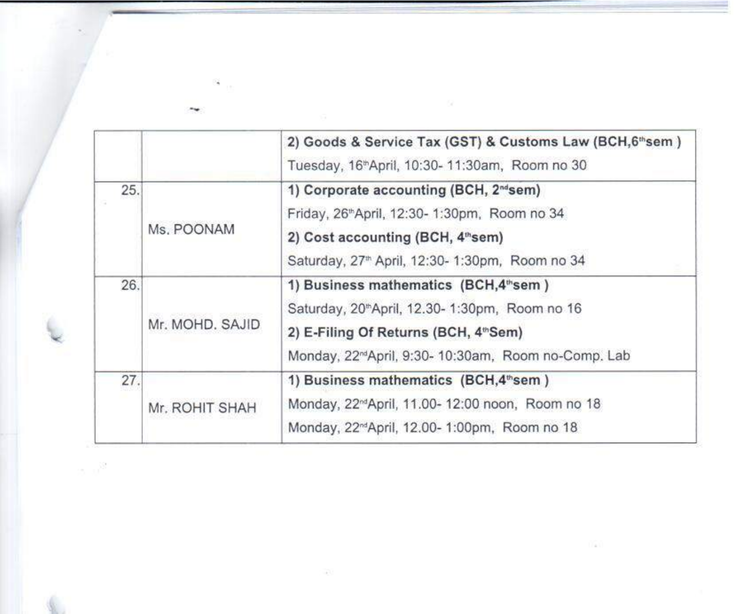| | | |
|---|---|---|
| | | **2) Goods & Service Tax (GST) & Customs Law (BCH,6th sem )**<br>Tuesday, 16th April, 10:30- 11:30am, Room no 30 |
| 25. | Ms. POONAM | **1) Corporate accounting (BCH, 2nd sem)**<br>Friday, 26th April, 12:30- 1:30pm, Room no 34<br>**2) Cost accounting (BCH, 4th sem)**<br>Saturday, 27th April, 12:30- 1:30pm, Room no 34 |
| 26. | Mr. MOHD. SAJID | **1) Business mathematics (BCH,4th sem )**<br>Saturday, 20th April, 12.30- 1:30pm, Room no 16<br>**2) E-Filing Of Returns (BCH, 4th Sem)**<br>Monday, 22nd April, 9:30- 10:30am, Room no-Comp. Lab |
| 27. | Mr. ROHIT SHAH | **1) Business mathematics (BCH,4th sem )**<br>Monday, 22nd April, 11.00- 12:00 noon, Room no 18<br>Monday, 22nd April, 12.00- 1:00pm, Room no 18 |